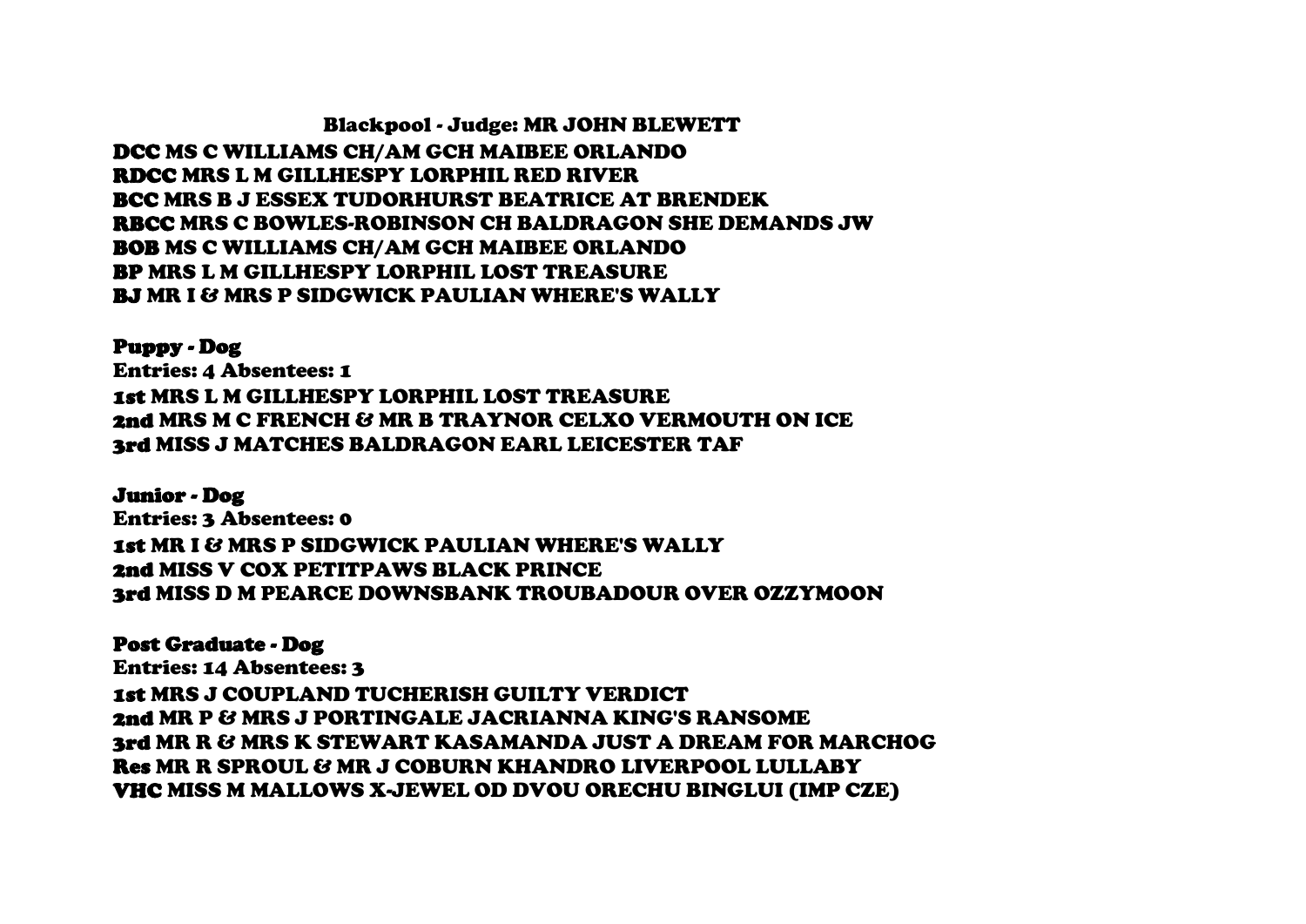## Blackpool - Judge: MR JOHN BLEWETT

**DCC** MS C WILLIAMS CH/AM GCH MAIBEE ORLANDO
**RDCC** MRS L M GILLHESPY LORPHIL RED RIVER
**BCC** MRS B J ESSEX TUDORHURST BEATRICE AT BRENDEK
**RBCC** MRS C BOWLES-ROBINSON CH BALDRAGON SHE DEMANDS JW
**BOB** MS C WILLIAMS CH/AM GCH MAIBEE ORLANDO
**BP** MRS L M GILLHESPY LORPHIL LOST TREASURE
**BJ** MR I & MRS P SIDGWICK PAULIAN WHERE'S WALLY

### Puppy - Dog

Entries: 4 Absentees: 1
**1st** MRS L M GILLHESPY LORPHIL LOST TREASURE
**2nd** MRS M C FRENCH & MR B TRAYNOR CELXO VERMOUTH ON ICE
**3rd** MISS J MATCHES BALDRAGON EARL LEICESTER TAF

### Junior - Dog

Entries: 3 Absentees: 0
**1st** MR I & MRS P SIDGWICK PAULIAN WHERE'S WALLY
**2nd** MISS V COX PETITPAWS BLACK PRINCE
**3rd** MISS D M PEARCE DOWNSBANK TROUBADOUR OVER OZZYMOON

### Post Graduate - Dog

Entries: 14 Absentees: 3
**1st** MRS J COUPLAND TUCHERISH GUILTY VERDICT
**2nd** MR P & MRS J PORTINGALE JACRIANNA KING'S RANSOME
**3rd** MR R & MRS K STEWART KASAMANDA JUST A DREAM FOR MARCHOG
**Res** MR R SPROUL & MR J COBURN KHANDRO LIVERPOOL LULLABY
**VHC** MISS M MALLOWS X-JEWEL OD DVOU ORECHU BINGLUI (IMP CZE)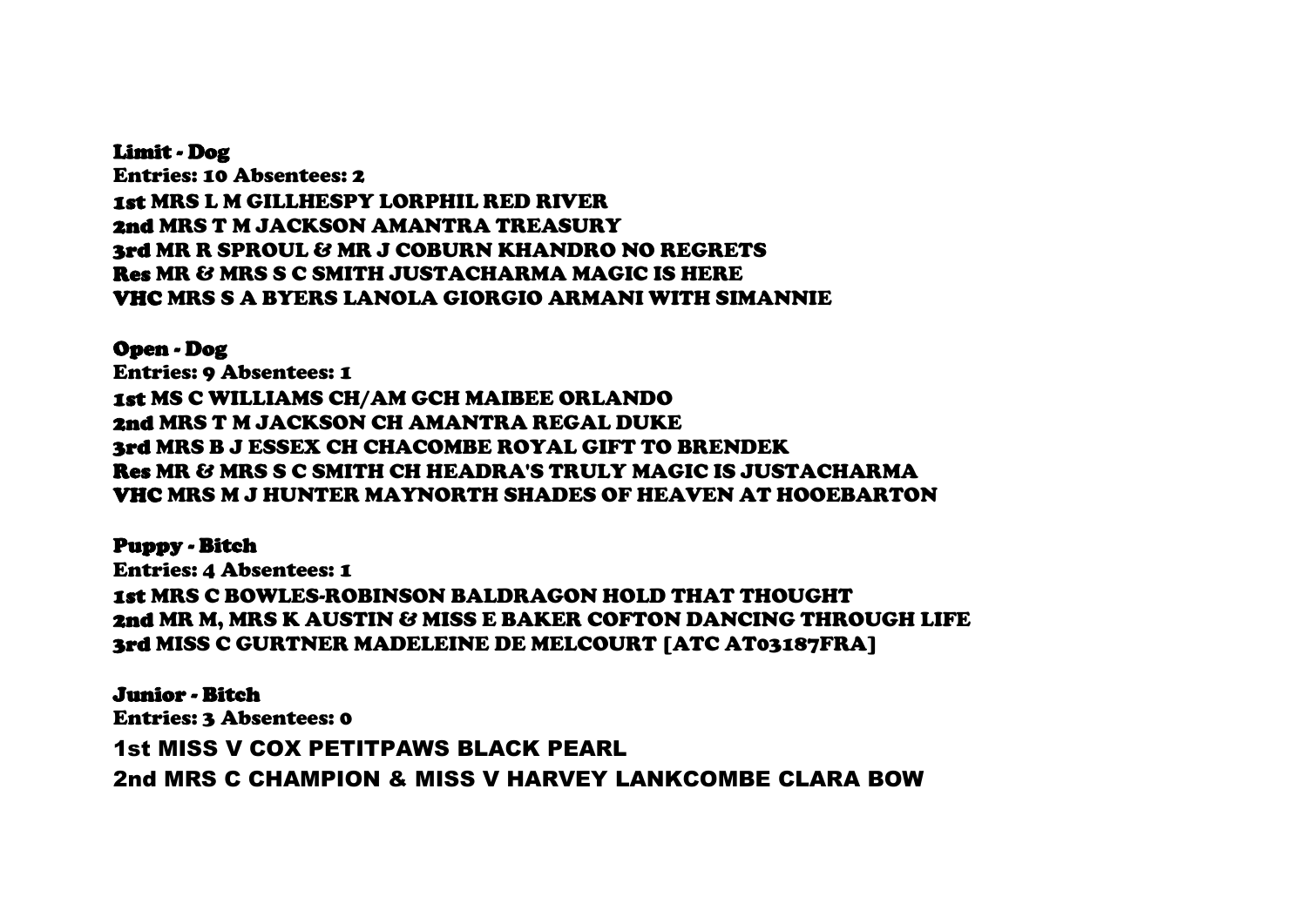**Limit - Dog**
Entries: 10 Absentees: 2
**1st** MRS L M GILLHESPY LORPHIL RED RIVER
**2nd** MRS T M JACKSON AMANTRA TREASURY
**3rd** MR R SPROUL & MR J COBURN KHANDRO NO REGRETS
**Res** MR & MRS S C SMITH JUSTACHARMA MAGIC IS HERE
**VHC** MRS S A BYERS LANOLA GIORGIO ARMANI WITH SIMANNIE

**Open - Dog**
Entries: 9 Absentees: 1
**1st** MS C WILLIAMS CH/AM GCH MAIBEE ORLANDO
**2nd** MRS T M JACKSON CH AMANTRA REGAL DUKE
**3rd** MRS B J ESSEX CH CHACOMBE ROYAL GIFT TO BRENDEK
**Res** MR & MRS S C SMITH CH HEADRA'S TRULY MAGIC IS JUSTACHARMA
**VHC** MRS M J HUNTER MAYNORTH SHADES OF HEAVEN AT HOOEBARTON

**Puppy - Bitch**
Entries: 4 Absentees: 1
**1st** MRS C BOWLES-ROBINSON BALDRAGON HOLD THAT THOUGHT
**2nd** MR M, MRS K AUSTIN & MISS E BAKER COFTON DANCING THROUGH LIFE
**3rd** MISS C GURTNER MADELEINE DE MELCOURT [ATC AT03187FRA]

**Junior - Bitch**
Entries: 3 Absentees: 0
1st MISS V COX PETITPAWS BLACK PEARL
2nd MRS C CHAMPION & MISS V HARVEY LANKCOMBE CLARA BOW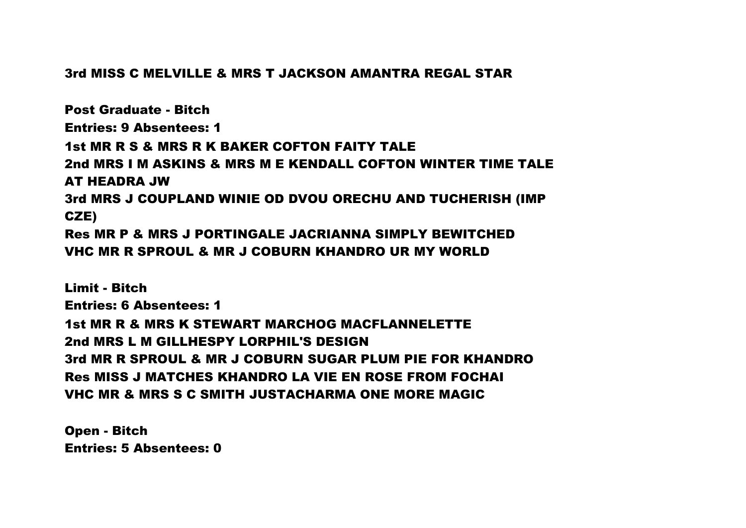3rd MISS C MELVILLE & MRS T JACKSON AMANTRA REGAL STAR

**Post Graduate - Bitch**

**Entries: 9 Absentees: 1**

1st MR R S & MRS R K BAKER COFTON FAITY TALE
2nd MRS I M ASKINS & MRS M E KENDALL COFTON WINTER TIME TALE AT HEADRA JW
3rd MRS J COUPLAND WINIE OD DVOU ORECHU AND TUCHERISH (IMP CZE)
Res MR P & MRS J PORTINGALE JACRIANNA SIMPLY BEWITCHED
VHC MR R SPROUL & MR J COBURN KHANDRO UR MY WORLD

**Limit - Bitch**

**Entries: 6 Absentees: 1**

1st MR R & MRS K STEWART MARCHOG MACFLANNELETTE
2nd MRS L M GILLHESPY LORPHIL'S DESIGN
3rd MR R SPROUL & MR J COBURN SUGAR PLUM PIE FOR KHANDRO
Res MISS J MATCHES KHANDRO LA VIE EN ROSE FROM FOCHAI
VHC MR & MRS S C SMITH JUSTACHARMA ONE MORE MAGIC

**Open - Bitch**

**Entries: 5 Absentees: 0**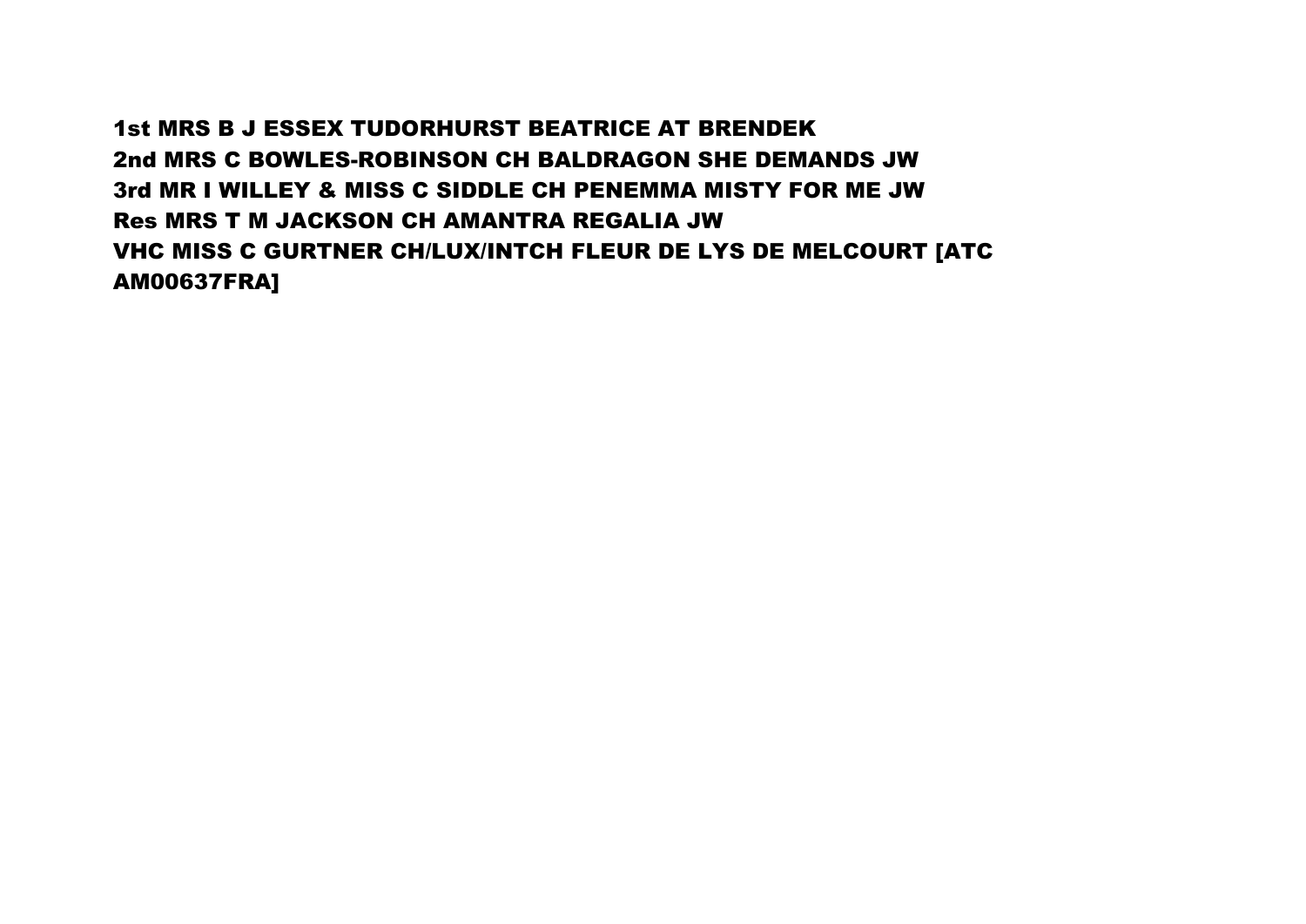**1st MRS B J ESSEX TUDORHURST BEATRICE AT BRENDEK**
**2nd MRS C BOWLES-ROBINSON CH BALDRAGON SHE DEMANDS JW**
**3rd MR I WILLEY & MISS C SIDDLE CH PENEMMA MISTY FOR ME JW**
**Res MRS T M JACKSON CH AMANTRA REGALIA JW**
**VHC MISS C GURTNER CH/LUX/INTCH FLEUR DE LYS DE MELCOURT [ATC AM00637FRA]**